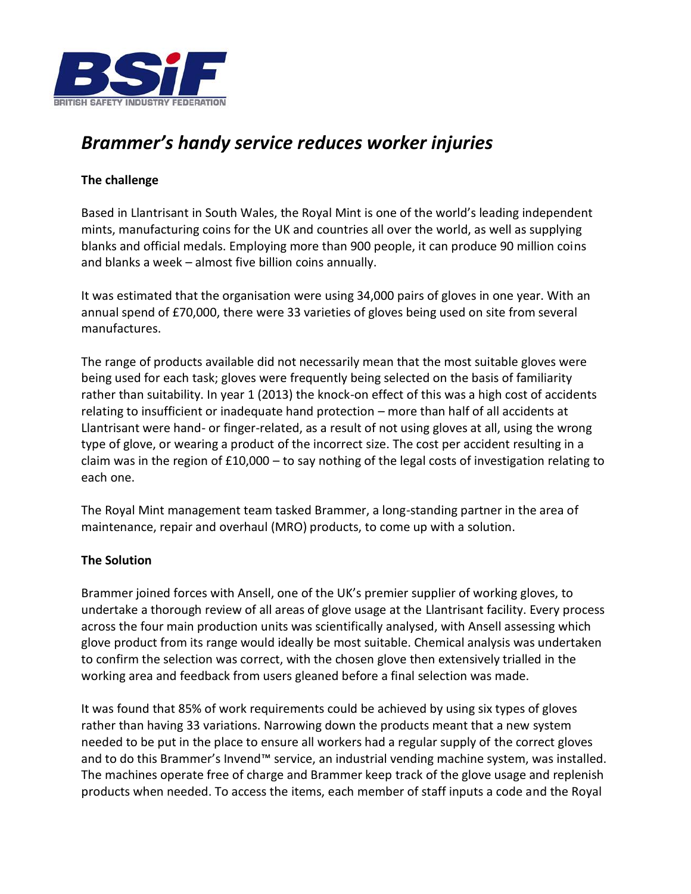# *Brammer's handy service reduces worker injuries*

**The challenge**

Based in Llantrisant in South Wales, the Royal Mint is one of the world's leading independent mints, manufacturing coins for the UK and countries all over the world, as well as supplying blanks and official medals. Employing more than 900 people, it can produce 90 million coins and blanks a week – almost five billion coins annually.

It was estimated that the organisation were using 34,000 pairs of gloves in one year. With an annual spend of £70,000, there were 33 varieties of gloves being used on site from several manufactures.

The range of products available did not necessarily mean that the most suitable gloves were being used for each task; gloves were frequently being selected on the basis of familiarity rather than suitability. In year 1 (2013) the knock-on effect of this was a high cost of accidents relating to insufficient or inadequate hand protection – more than half of all accidents at Llantrisant were hand- or finger-related, as a result of not using gloves at all, using the wrong type of glove, or wearing a product of the incorrect size. The cost per accident resulting in a claim was in the region of £10,000 – to say nothing of the legal costs of investigation relating to each one.

The Royal Mint management team tasked Brammer, a long-standing partner in the area of maintenance, repair and overhaul (MRO) products, to come up with a solution.

**The Solution**

Brammer joined forces with Ansell, one of the UK's premier supplier of working gloves, to undertake a thorough review of all areas of glove usage at the Llantrisant facility. Every process across the four main production units was scientifically analysed, with Ansell assessing which glove product from its range would ideally be most suitable. Chemical analysis was undertaken to confirm the selection was correct, with the chosen glove then extensively trialled in the working area and feedback from users gleaned before a final selection was made.

It was found that 85% of work requirements could be achieved by using six types of gloves rather than having 33 variations. Narrowing down the products meant that a new system needed to be put in the place to ensure all workers had a regular supply of the correct gloves and to do this Brammer's Invend™ service, an industrial vending machine system, was installed. The machines operate free of charge and Brammer keep track of the glove usage and replenish products when needed. To access the items, each member of staff inputs a code and the Royal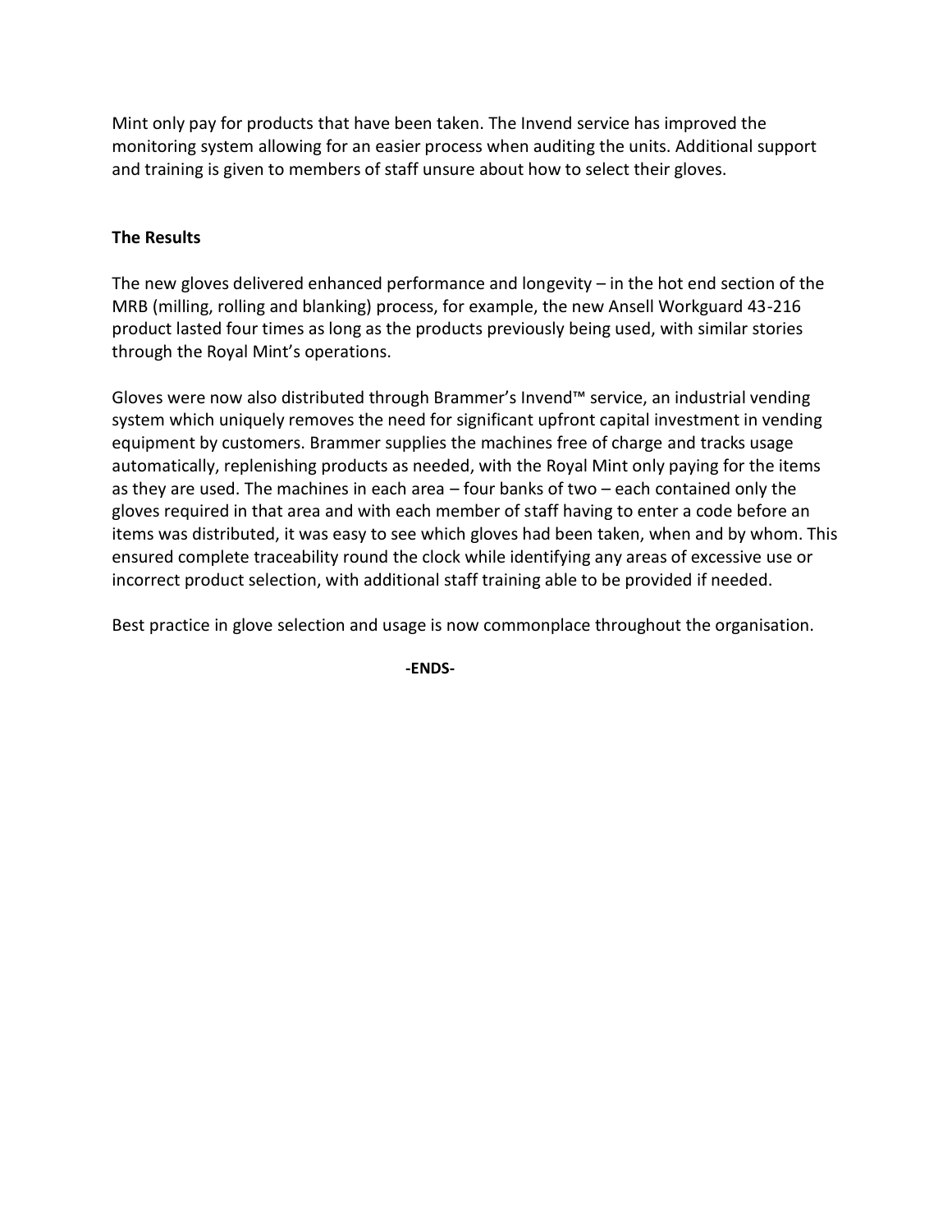Mint only pay for products that have been taken. The Invend service has improved the monitoring system allowing for an easier process when auditing the units. Additional support and training is given to members of staff unsure about how to select their gloves.

**The Results**

The new gloves delivered enhanced performance and longevity – in the hot end section of the MRB (milling, rolling and blanking) process, for example, the new Ansell Workguard 43-216 product lasted four times as long as the products previously being used, with similar stories through the Royal Mint's operations.

Gloves were now also distributed through Brammer's Invend™ service, an industrial vending system which uniquely removes the need for significant upfront capital investment in vending equipment by customers. Brammer supplies the machines free of charge and tracks usage automatically, replenishing products as needed, with the Royal Mint only paying for the items as they are used. The machines in each area – four banks of two – each contained only the gloves required in that area and with each member of staff having to enter a code before an items was distributed, it was easy to see which gloves had been taken, when and by whom. This ensured complete traceability round the clock while identifying any areas of excessive use or incorrect product selection, with additional staff training able to be provided if needed.

Best practice in glove selection and usage is now commonplace throughout the organisation.

**-ENDS-**